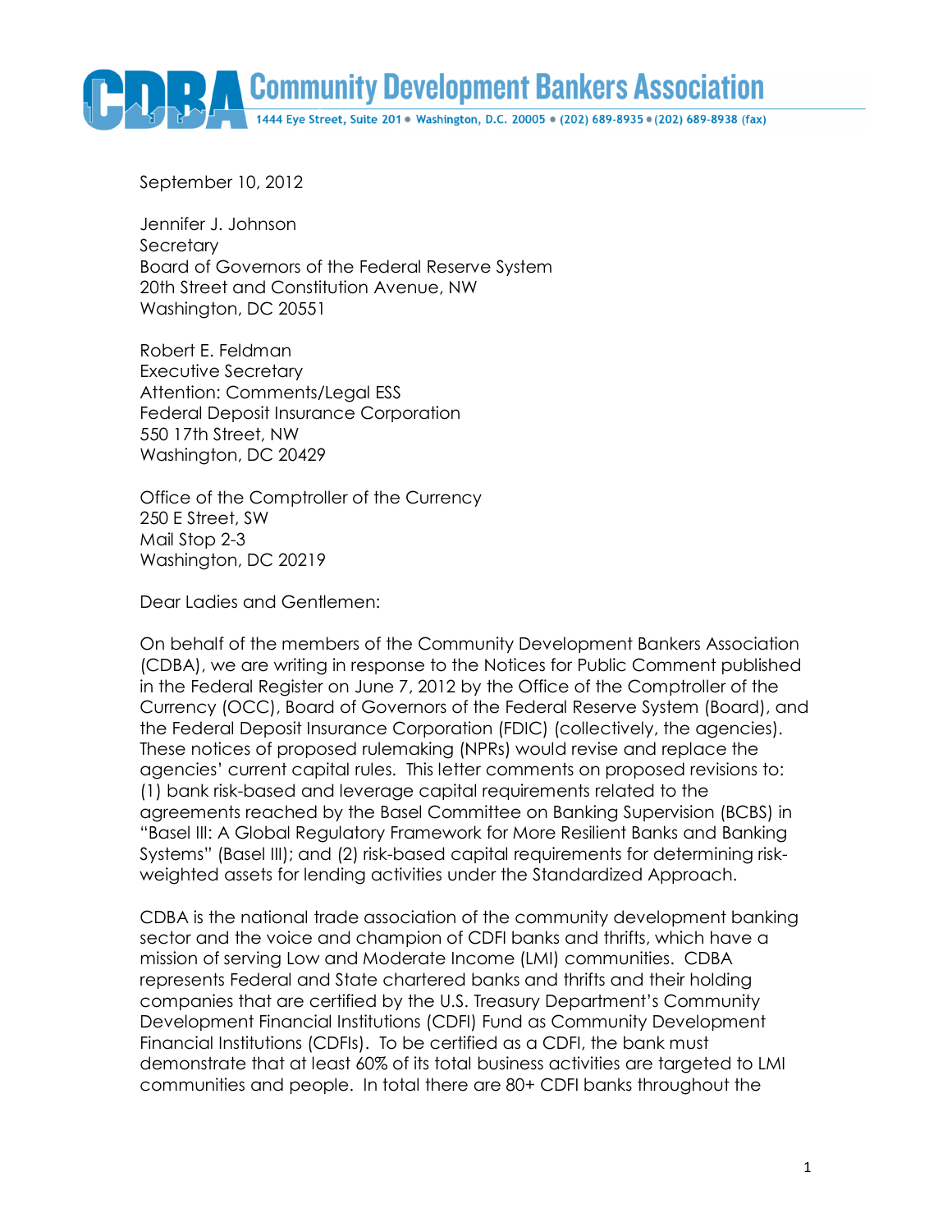# Community Development Bankers Association

1444 Eye Street, Suite 201 • Washington, D.C. 20005 • (202) 689-8935 • (202) 689-8938 (fax)

September 10, 2012

Jennifer J. Johnson
Secretary
Board of Governors of the Federal Reserve System
20th Street and Constitution Avenue, NW
Washington, DC 20551

Robert E. Feldman
Executive Secretary
Attention: Comments/Legal ESS
Federal Deposit Insurance Corporation
550 17th Street, NW
Washington, DC 20429

Office of the Comptroller of the Currency
250 E Street, SW
Mail Stop 2-3
Washington, DC 20219

Dear Ladies and Gentlemen:

On behalf of the members of the Community Development Bankers Association (CDBA), we are writing in response to the Notices for Public Comment published in the Federal Register on June 7, 2012 by the Office of the Comptroller of the Currency (OCC), Board of Governors of the Federal Reserve System (Board), and the Federal Deposit Insurance Corporation (FDIC) (collectively, the agencies). These notices of proposed rulemaking (NPRs) would revise and replace the agencies' current capital rules. This letter comments on proposed revisions to: (1) bank risk-based and leverage capital requirements related to the agreements reached by the Basel Committee on Banking Supervision (BCBS) in "Basel III: A Global Regulatory Framework for More Resilient Banks and Banking Systems" (Basel III); and (2) risk-based capital requirements for determining risk-weighted assets for lending activities under the Standardized Approach.

CDBA is the national trade association of the community development banking sector and the voice and champion of CDFI banks and thrifts, which have a mission of serving Low and Moderate Income (LMI) communities. CDBA represents Federal and State chartered banks and thrifts and their holding companies that are certified by the U.S. Treasury Department's Community Development Financial Institutions (CDFI) Fund as Community Development Financial Institutions (CDFIs). To be certified as a CDFI, the bank must demonstrate that at least 60% of its total business activities are targeted to LMI communities and people. In total there are 80+ CDFI banks throughout the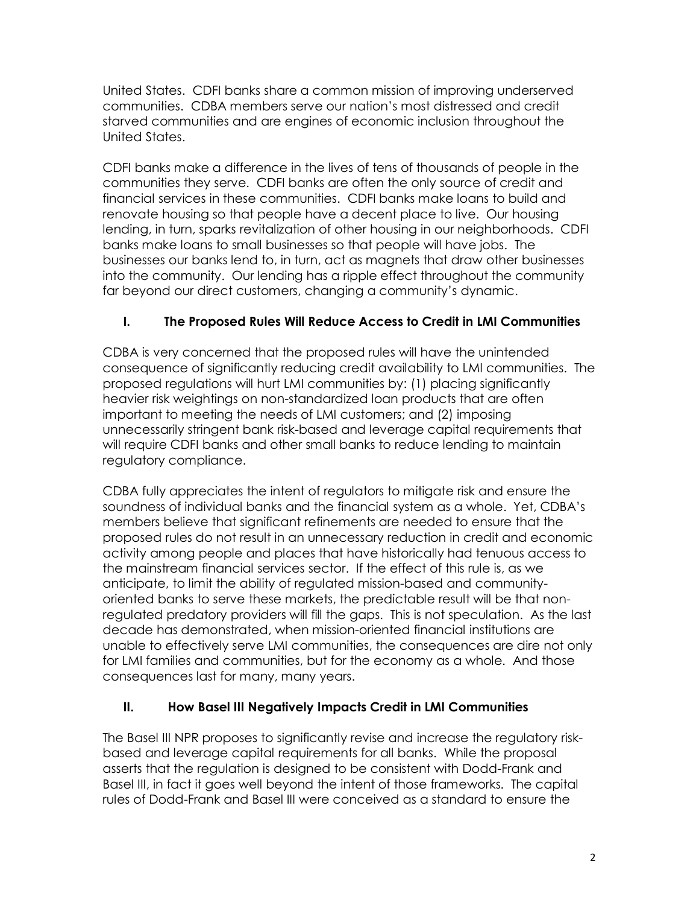United States. CDFI banks share a common mission of improving underserved communities. CDBA members serve our nation's most distressed and credit starved communities and are engines of economic inclusion throughout the United States.

CDFI banks make a difference in the lives of tens of thousands of people in the communities they serve. CDFI banks are often the only source of credit and financial services in these communities. CDFI banks make loans to build and renovate housing so that people have a decent place to live. Our housing lending, in turn, sparks revitalization of other housing in our neighborhoods. CDFI banks make loans to small businesses so that people will have jobs. The businesses our banks lend to, in turn, act as magnets that draw other businesses into the community. Our lending has a ripple effect throughout the community far beyond our direct customers, changing a community's dynamic.

## I. The Proposed Rules Will Reduce Access to Credit in LMI Communities

CDBA is very concerned that the proposed rules will have the unintended consequence of significantly reducing credit availability to LMI communities. The proposed regulations will hurt LMI communities by: (1) placing significantly heavier risk weightings on non-standardized loan products that are often important to meeting the needs of LMI customers; and (2) imposing unnecessarily stringent bank risk-based and leverage capital requirements that will require CDFI banks and other small banks to reduce lending to maintain regulatory compliance.

CDBA fully appreciates the intent of regulators to mitigate risk and ensure the soundness of individual banks and the financial system as a whole. Yet, CDBA's members believe that significant refinements are needed to ensure that the proposed rules do not result in an unnecessary reduction in credit and economic activity among people and places that have historically had tenuous access to the mainstream financial services sector. If the effect of this rule is, as we anticipate, to limit the ability of regulated mission-based and community-oriented banks to serve these markets, the predictable result will be that non-regulated predatory providers will fill the gaps. This is not speculation. As the last decade has demonstrated, when mission-oriented financial institutions are unable to effectively serve LMI communities, the consequences are dire not only for LMI families and communities, but for the economy as a whole. And those consequences last for many, many years.

## II. How Basel III Negatively Impacts Credit in LMI Communities

The Basel III NPR proposes to significantly revise and increase the regulatory risk-based and leverage capital requirements for all banks. While the proposal asserts that the regulation is designed to be consistent with Dodd-Frank and Basel III, in fact it goes well beyond the intent of those frameworks. The capital rules of Dodd-Frank and Basel III were conceived as a standard to ensure the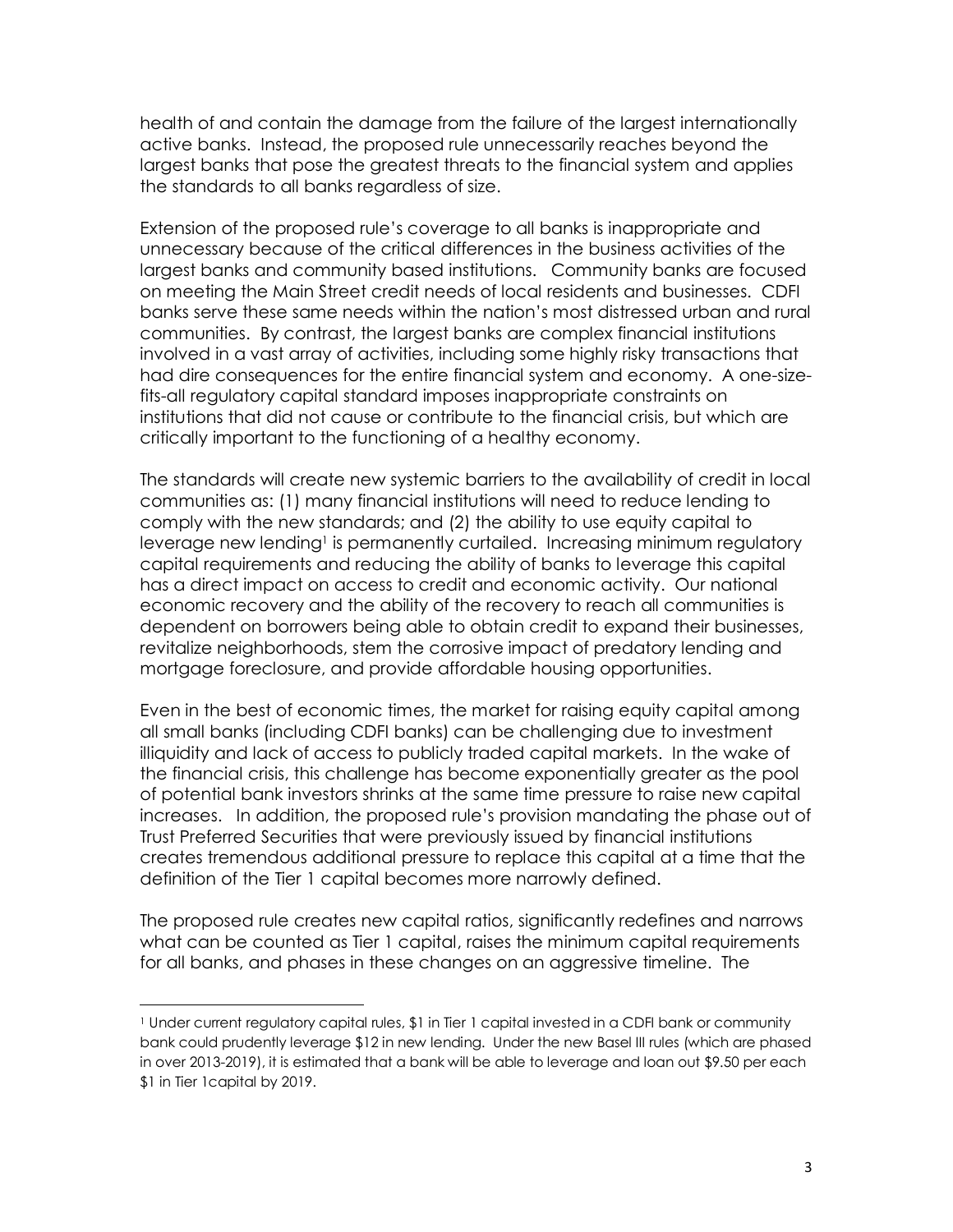health of and contain the damage from the failure of the largest internationally active banks. Instead, the proposed rule unnecessarily reaches beyond the largest banks that pose the greatest threats to the financial system and applies the standards to all banks regardless of size.

Extension of the proposed rule's coverage to all banks is inappropriate and unnecessary because of the critical differences in the business activities of the largest banks and community based institutions. Community banks are focused on meeting the Main Street credit needs of local residents and businesses. CDFI banks serve these same needs within the nation's most distressed urban and rural communities. By contrast, the largest banks are complex financial institutions involved in a vast array of activities, including some highly risky transactions that had dire consequences for the entire financial system and economy. A one-size-fits-all regulatory capital standard imposes inappropriate constraints on institutions that did not cause or contribute to the financial crisis, but which are critically important to the functioning of a healthy economy.

The standards will create new systemic barriers to the availability of credit in local communities as: (1) many financial institutions will need to reduce lending to comply with the new standards; and (2) the ability to use equity capital to leverage new lending[1] is permanently curtailed. Increasing minimum regulatory capital requirements and reducing the ability of banks to leverage this capital has a direct impact on access to credit and economic activity. Our national economic recovery and the ability of the recovery to reach all communities is dependent on borrowers being able to obtain credit to expand their businesses, revitalize neighborhoods, stem the corrosive impact of predatory lending and mortgage foreclosure, and provide affordable housing opportunities.

Even in the best of economic times, the market for raising equity capital among all small banks (including CDFI banks) can be challenging due to investment illiquidity and lack of access to publicly traded capital markets. In the wake of the financial crisis, this challenge has become exponentially greater as the pool of potential bank investors shrinks at the same time pressure to raise new capital increases. In addition, the proposed rule's provision mandating the phase out of Trust Preferred Securities that were previously issued by financial institutions creates tremendous additional pressure to replace this capital at a time that the definition of the Tier 1 capital becomes more narrowly defined.

The proposed rule creates new capital ratios, significantly redefines and narrows what can be counted as Tier 1 capital, raises the minimum capital requirements for all banks, and phases in these changes on an aggressive timeline. The

---

[1] Under current regulatory capital rules, $1 in Tier 1 capital invested in a CDFI bank or community bank could prudently leverage $12 in new lending. Under the new Basel III rules (which are phased in over 2013-2019), it is estimated that a bank will be able to leverage and loan out $9.50 per each $1 in Tier 1capital by 2019.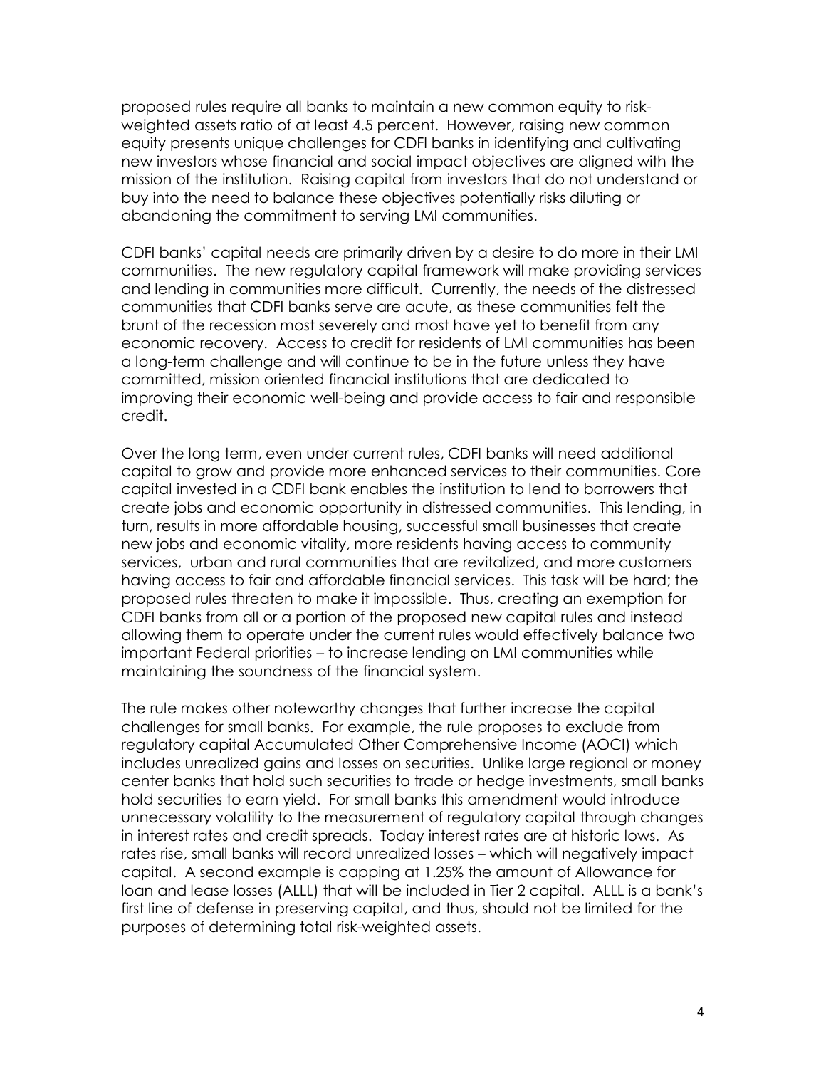proposed rules require all banks to maintain a new common equity to risk-weighted assets ratio of at least 4.5 percent. However, raising new common equity presents unique challenges for CDFI banks in identifying and cultivating new investors whose financial and social impact objectives are aligned with the mission of the institution. Raising capital from investors that do not understand or buy into the need to balance these objectives potentially risks diluting or abandoning the commitment to serving LMI communities.

CDFI banks' capital needs are primarily driven by a desire to do more in their LMI communities. The new regulatory capital framework will make providing services and lending in communities more difficult. Currently, the needs of the distressed communities that CDFI banks serve are acute, as these communities felt the brunt of the recession most severely and most have yet to benefit from any economic recovery. Access to credit for residents of LMI communities has been a long-term challenge and will continue to be in the future unless they have committed, mission oriented financial institutions that are dedicated to improving their economic well-being and provide access to fair and responsible credit.

Over the long term, even under current rules, CDFI banks will need additional capital to grow and provide more enhanced services to their communities. Core capital invested in a CDFI bank enables the institution to lend to borrowers that create jobs and economic opportunity in distressed communities. This lending, in turn, results in more affordable housing, successful small businesses that create new jobs and economic vitality, more residents having access to community services, urban and rural communities that are revitalized, and more customers having access to fair and affordable financial services. This task will be hard; the proposed rules threaten to make it impossible. Thus, creating an exemption for CDFI banks from all or a portion of the proposed new capital rules and instead allowing them to operate under the current rules would effectively balance two important Federal priorities – to increase lending on LMI communities while maintaining the soundness of the financial system.

The rule makes other noteworthy changes that further increase the capital challenges for small banks. For example, the rule proposes to exclude from regulatory capital Accumulated Other Comprehensive Income (AOCI) which includes unrealized gains and losses on securities. Unlike large regional or money center banks that hold such securities to trade or hedge investments, small banks hold securities to earn yield. For small banks this amendment would introduce unnecessary volatility to the measurement of regulatory capital through changes in interest rates and credit spreads. Today interest rates are at historic lows. As rates rise, small banks will record unrealized losses – which will negatively impact capital. A second example is capping at 1.25% the amount of Allowance for loan and lease losses (ALLL) that will be included in Tier 2 capital. ALLL is a bank's first line of defense in preserving capital, and thus, should not be limited for the purposes of determining total risk-weighted assets.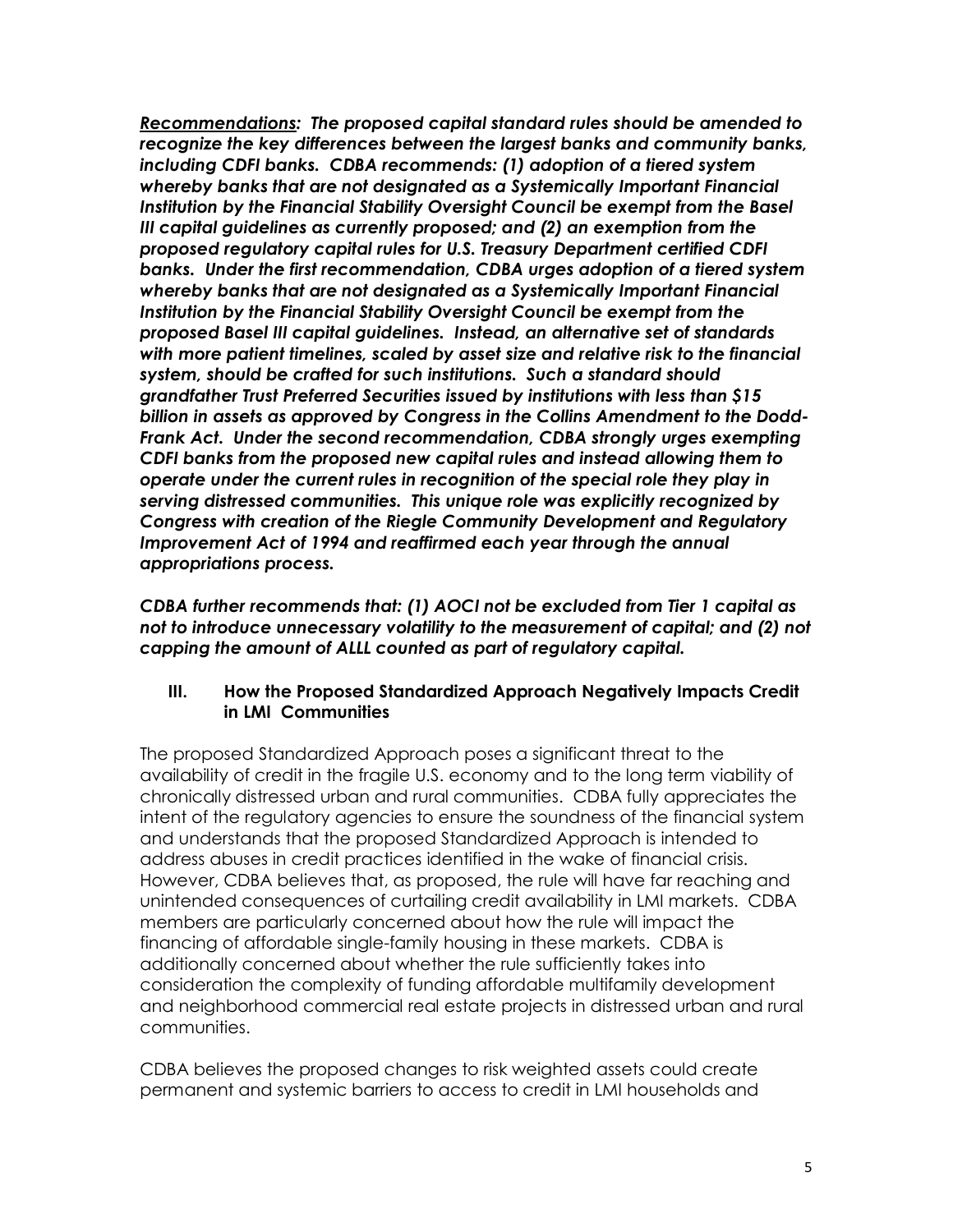***<u>Recommendations</u>:* *The proposed capital standard rules should be amended to recognize the key differences between the largest banks and community banks, including CDFI banks. CDBA recommends: (1) adoption of a tiered system whereby banks that are not designated as a Systemically Important Financial Institution by the Financial Stability Oversight Council be exempt from the Basel III capital guidelines as currently proposed; and (2) an exemption from the proposed regulatory capital rules for U.S. Treasury Department certified CDFI banks. Under the first recommendation, CDBA urges adoption of a tiered system whereby banks that are not designated as a Systemically Important Financial Institution by the Financial Stability Oversight Council be exempt from the proposed Basel III capital guidelines. Instead, an alternative set of standards with more patient timelines, scaled by asset size and relative risk to the financial system, should be crafted for such institutions. Such a standard should grandfather Trust Preferred Securities issued by institutions with less than $15 billion in assets as approved by Congress in the Collins Amendment to the Dodd-Frank Act. Under the second recommendation, CDBA strongly urges exempting CDFI banks from the proposed new capital rules and instead allowing them to operate under the current rules in recognition of the special role they play in serving distressed communities. This unique role was explicitly recognized by Congress with creation of the Riegle Community Development and Regulatory Improvement Act of 1994 and reaffirmed each year through the annual appropriations process.***

***CDBA further recommends that: (1) AOCI not be excluded from Tier 1 capital as not to introduce unnecessary volatility to the measurement of capital; and (2) not capping the amount of ALLL counted as part of regulatory capital.***

## III. How the Proposed Standardized Approach Negatively Impacts Credit in LMI Communities

The proposed Standardized Approach poses a significant threat to the availability of credit in the fragile U.S. economy and to the long term viability of chronically distressed urban and rural communities. CDBA fully appreciates the intent of the regulatory agencies to ensure the soundness of the financial system and understands that the proposed Standardized Approach is intended to address abuses in credit practices identified in the wake of financial crisis. However, CDBA believes that, as proposed, the rule will have far reaching and unintended consequences of curtailing credit availability in LMI markets. CDBA members are particularly concerned about how the rule will impact the financing of affordable single-family housing in these markets. CDBA is additionally concerned about whether the rule sufficiently takes into consideration the complexity of funding affordable multifamily development and neighborhood commercial real estate projects in distressed urban and rural communities.

CDBA believes the proposed changes to risk weighted assets could create permanent and systemic barriers to access to credit in LMI households and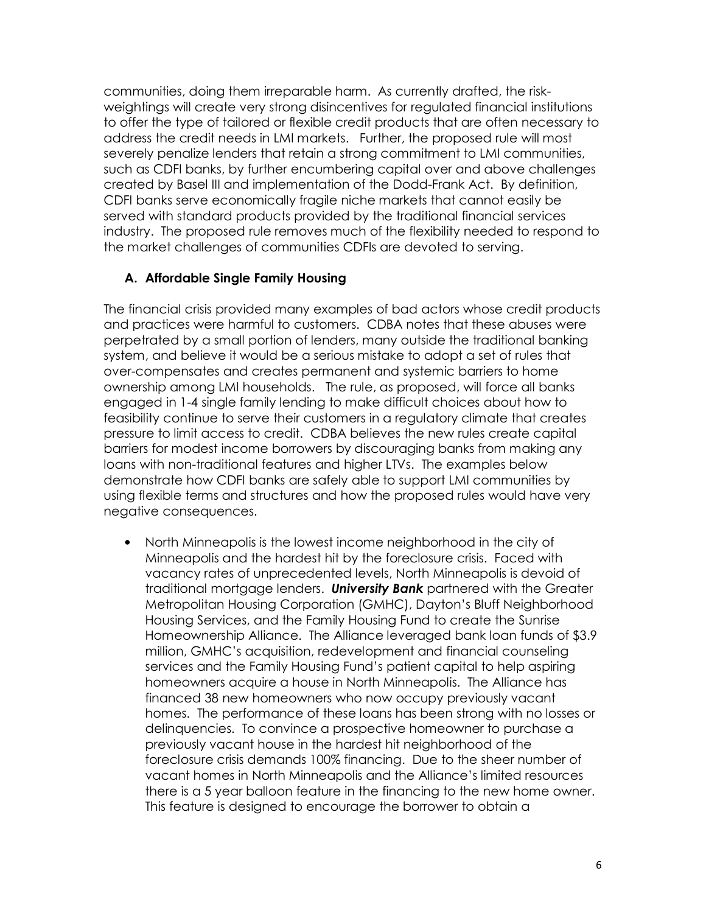communities, doing them irreparable harm. As currently drafted, the risk-weightings will create very strong disincentives for regulated financial institutions to offer the type of tailored or flexible credit products that are often necessary to address the credit needs in LMI markets. Further, the proposed rule will most severely penalize lenders that retain a strong commitment to LMI communities, such as CDFI banks, by further encumbering capital over and above challenges created by Basel III and implementation of the Dodd-Frank Act. By definition, CDFI banks serve economically fragile niche markets that cannot easily be served with standard products provided by the traditional financial services industry. The proposed rule removes much of the flexibility needed to respond to the market challenges of communities CDFIs are devoted to serving.

### A. Affordable Single Family Housing

The financial crisis provided many examples of bad actors whose credit products and practices were harmful to customers. CDBA notes that these abuses were perpetrated by a small portion of lenders, many outside the traditional banking system, and believe it would be a serious mistake to adopt a set of rules that over-compensates and creates permanent and systemic barriers to home ownership among LMI households. The rule, as proposed, will force all banks engaged in 1-4 single family lending to make difficult choices about how to feasibility continue to serve their customers in a regulatory climate that creates pressure to limit access to credit. CDBA believes the new rules create capital barriers for modest income borrowers by discouraging banks from making any loans with non-traditional features and higher LTVs. The examples below demonstrate how CDFI banks are safely able to support LMI communities by using flexible terms and structures and how the proposed rules would have very negative consequences.

- North Minneapolis is the lowest income neighborhood in the city of Minneapolis and the hardest hit by the foreclosure crisis. Faced with vacancy rates of unprecedented levels, North Minneapolis is devoid of traditional mortgage lenders. ***University Bank*** partnered with the Greater Metropolitan Housing Corporation (GMHC), Dayton's Bluff Neighborhood Housing Services, and the Family Housing Fund to create the Sunrise Homeownership Alliance. The Alliance leveraged bank loan funds of $3.9 million, GMHC's acquisition, redevelopment and financial counseling services and the Family Housing Fund's patient capital to help aspiring homeowners acquire a house in North Minneapolis. The Alliance has financed 38 new homeowners who now occupy previously vacant homes. The performance of these loans has been strong with no losses or delinquencies. To convince a prospective homeowner to purchase a previously vacant house in the hardest hit neighborhood of the foreclosure crisis demands 100% financing. Due to the sheer number of vacant homes in North Minneapolis and the Alliance's limited resources there is a 5 year balloon feature in the financing to the new home owner. This feature is designed to encourage the borrower to obtain a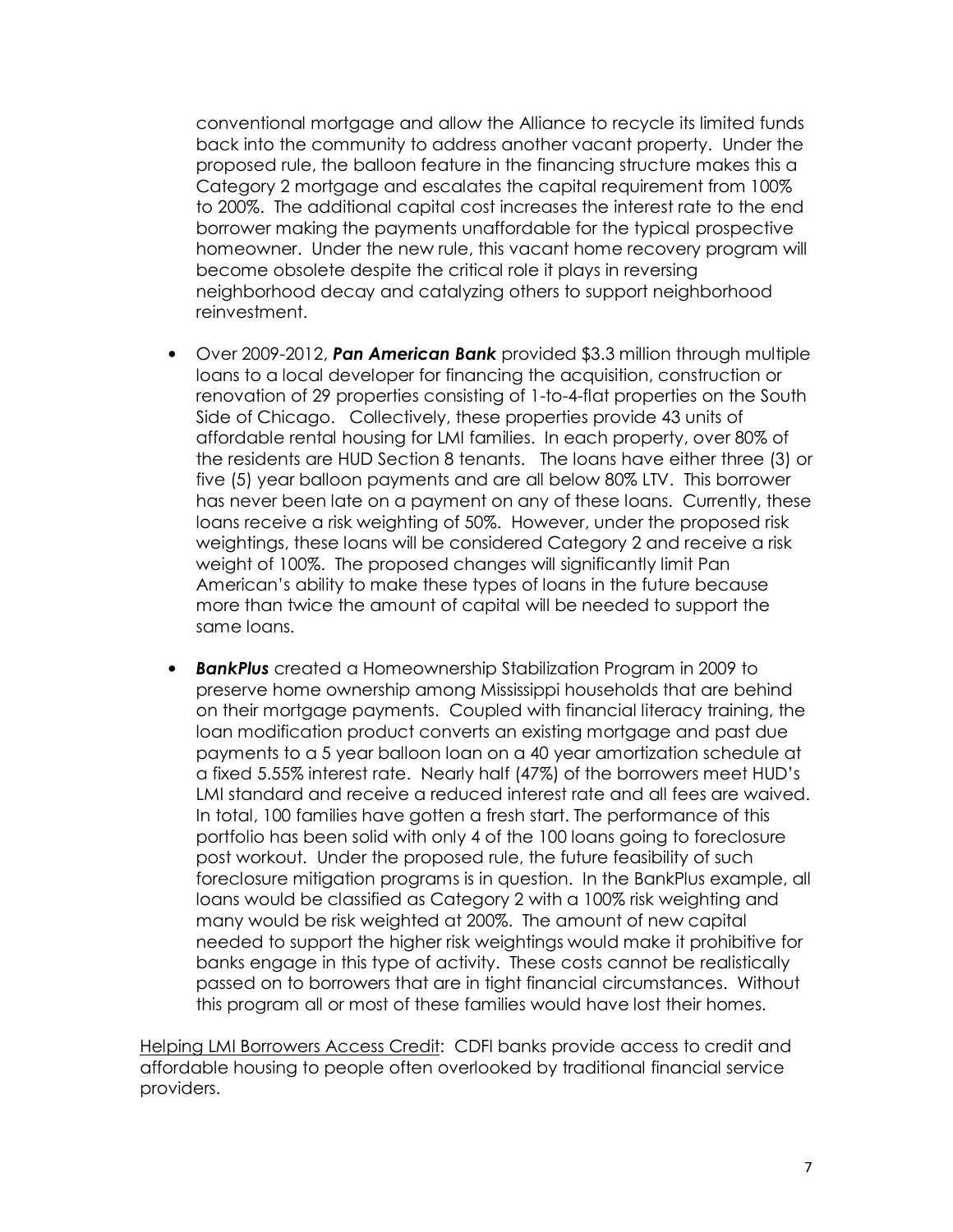conventional mortgage and allow the Alliance to recycle its limited funds back into the community to address another vacant property. Under the proposed rule, the balloon feature in the financing structure makes this a Category 2 mortgage and escalates the capital requirement from 100% to 200%. The additional capital cost increases the interest rate to the end borrower making the payments unaffordable for the typical prospective homeowner. Under the new rule, this vacant home recovery program will become obsolete despite the critical role it plays in reversing neighborhood decay and catalyzing others to support neighborhood reinvestment.

- Over 2009-2012, ***Pan American Bank*** provided $3.3 million through multiple loans to a local developer for financing the acquisition, construction or renovation of 29 properties consisting of 1-to-4-flat properties on the South Side of Chicago. Collectively, these properties provide 43 units of affordable rental housing for LMI families. In each property, over 80% of the residents are HUD Section 8 tenants. The loans have either three (3) or five (5) year balloon payments and are all below 80% LTV. This borrower has never been late on a payment on any of these loans. Currently, these loans receive a risk weighting of 50%. However, under the proposed risk weightings, these loans will be considered Category 2 and receive a risk weight of 100%. The proposed changes will significantly limit Pan American's ability to make these types of loans in the future because more than twice the amount of capital will be needed to support the same loans.

- ***BankPlus*** created a Homeownership Stabilization Program in 2009 to preserve home ownership among Mississippi households that are behind on their mortgage payments. Coupled with financial literacy training, the loan modification product converts an existing mortgage and past due payments to a 5 year balloon loan on a 40 year amortization schedule at a fixed 5.55% interest rate. Nearly half (47%) of the borrowers meet HUD's LMI standard and receive a reduced interest rate and all fees are waived. In total, 100 families have gotten a fresh start. The performance of this portfolio has been solid with only 4 of the 100 loans going to foreclosure post workout. Under the proposed rule, the future feasibility of such foreclosure mitigation programs is in question. In the BankPlus example, all loans would be classified as Category 2 with a 100% risk weighting and many would be risk weighted at 200%. The amount of new capital needed to support the higher risk weightings would make it prohibitive for banks engage in this type of activity. These costs cannot be realistically passed on to borrowers that are in tight financial circumstances. Without this program all or most of these families would have lost their homes.

<u>Helping LMI Borrowers Access Credit</u>: CDFI banks provide access to credit and affordable housing to people often overlooked by traditional financial service providers.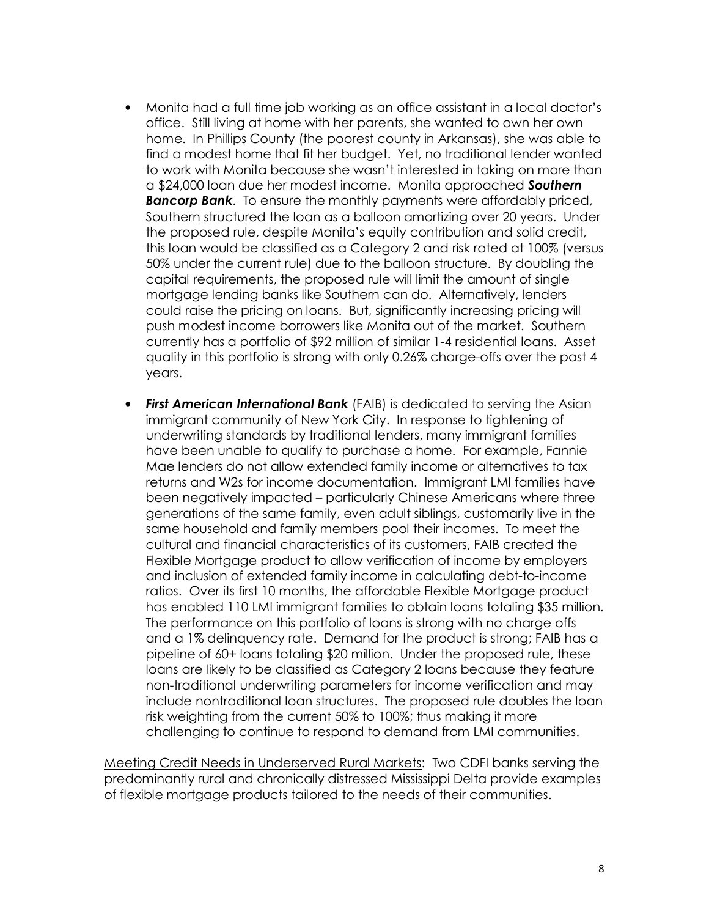- Monita had a full time job working as an office assistant in a local doctor's office. Still living at home with her parents, she wanted to own her own home. In Phillips County (the poorest county in Arkansas), she was able to find a modest home that fit her budget. Yet, no traditional lender wanted to work with Monita because she wasn't interested in taking on more than a $24,000 loan due her modest income. Monita approached ***Southern Bancorp Bank***. To ensure the monthly payments were affordably priced, Southern structured the loan as a balloon amortizing over 20 years. Under the proposed rule, despite Monita's equity contribution and solid credit, this loan would be classified as a Category 2 and risk rated at 100% (versus 50% under the current rule) due to the balloon structure. By doubling the capital requirements, the proposed rule will limit the amount of single mortgage lending banks like Southern can do. Alternatively, lenders could raise the pricing on loans. But, significantly increasing pricing will push modest income borrowers like Monita out of the market. Southern currently has a portfolio of $92 million of similar 1-4 residential loans. Asset quality in this portfolio is strong with only 0.26% charge-offs over the past 4 years.

- ***First American International Bank*** (FAIB) is dedicated to serving the Asian immigrant community of New York City. In response to tightening of underwriting standards by traditional lenders, many immigrant families have been unable to qualify to purchase a home. For example, Fannie Mae lenders do not allow extended family income or alternatives to tax returns and W2s for income documentation. Immigrant LMI families have been negatively impacted – particularly Chinese Americans where three generations of the same family, even adult siblings, customarily live in the same household and family members pool their incomes. To meet the cultural and financial characteristics of its customers, FAIB created the Flexible Mortgage product to allow verification of income by employers and inclusion of extended family income in calculating debt-to-income ratios. Over its first 10 months, the affordable Flexible Mortgage product has enabled 110 LMI immigrant families to obtain loans totaling $35 million. The performance on this portfolio of loans is strong with no charge offs and a 1% delinquency rate. Demand for the product is strong; FAIB has a pipeline of 60+ loans totaling $20 million. Under the proposed rule, these loans are likely to be classified as Category 2 loans because they feature non-traditional underwriting parameters for income verification and may include nontraditional loan structures. The proposed rule doubles the loan risk weighting from the current 50% to 100%; thus making it more challenging to continue to respond to demand from LMI communities.

<u>Meeting Credit Needs in Underserved Rural Markets</u>: Two CDFI banks serving the predominantly rural and chronically distressed Mississippi Delta provide examples of flexible mortgage products tailored to the needs of their communities.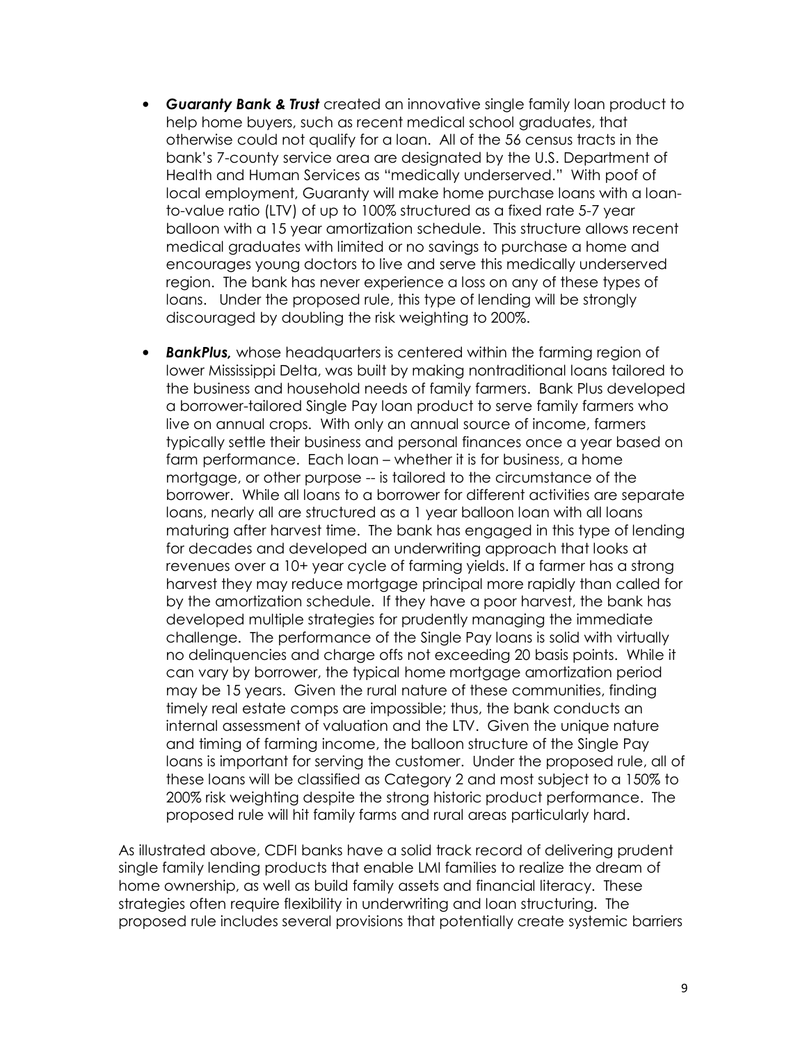- ***Guaranty Bank & Trust*** created an innovative single family loan product to help home buyers, such as recent medical school graduates, that otherwise could not qualify for a loan. All of the 56 census tracts in the bank's 7-county service area are designated by the U.S. Department of Health and Human Services as "medically underserved." With poof of local employment, Guaranty will make home purchase loans with a loan-to-value ratio (LTV) of up to 100% structured as a fixed rate 5-7 year balloon with a 15 year amortization schedule. This structure allows recent medical graduates with limited or no savings to purchase a home and encourages young doctors to live and serve this medically underserved region. The bank has never experience a loss on any of these types of loans. Under the proposed rule, this type of lending will be strongly discouraged by doubling the risk weighting to 200%.

- ***BankPlus,*** whose headquarters is centered within the farming region of lower Mississippi Delta, was built by making nontraditional loans tailored to the business and household needs of family farmers. Bank Plus developed a borrower-tailored Single Pay loan product to serve family farmers who live on annual crops. With only an annual source of income, farmers typically settle their business and personal finances once a year based on farm performance. Each loan – whether it is for business, a home mortgage, or other purpose -- is tailored to the circumstance of the borrower. While all loans to a borrower for different activities are separate loans, nearly all are structured as a 1 year balloon loan with all loans maturing after harvest time. The bank has engaged in this type of lending for decades and developed an underwriting approach that looks at revenues over a 10+ year cycle of farming yields. If a farmer has a strong harvest they may reduce mortgage principal more rapidly than called for by the amortization schedule. If they have a poor harvest, the bank has developed multiple strategies for prudently managing the immediate challenge. The performance of the Single Pay loans is solid with virtually no delinquencies and charge offs not exceeding 20 basis points. While it can vary by borrower, the typical home mortgage amortization period may be 15 years. Given the rural nature of these communities, finding timely real estate comps are impossible; thus, the bank conducts an internal assessment of valuation and the LTV. Given the unique nature and timing of farming income, the balloon structure of the Single Pay loans is important for serving the customer. Under the proposed rule, all of these loans will be classified as Category 2 and most subject to a 150% to 200% risk weighting despite the strong historic product performance. The proposed rule will hit family farms and rural areas particularly hard.

As illustrated above, CDFI banks have a solid track record of delivering prudent single family lending products that enable LMI families to realize the dream of home ownership, as well as build family assets and financial literacy. These strategies often require flexibility in underwriting and loan structuring. The proposed rule includes several provisions that potentially create systemic barriers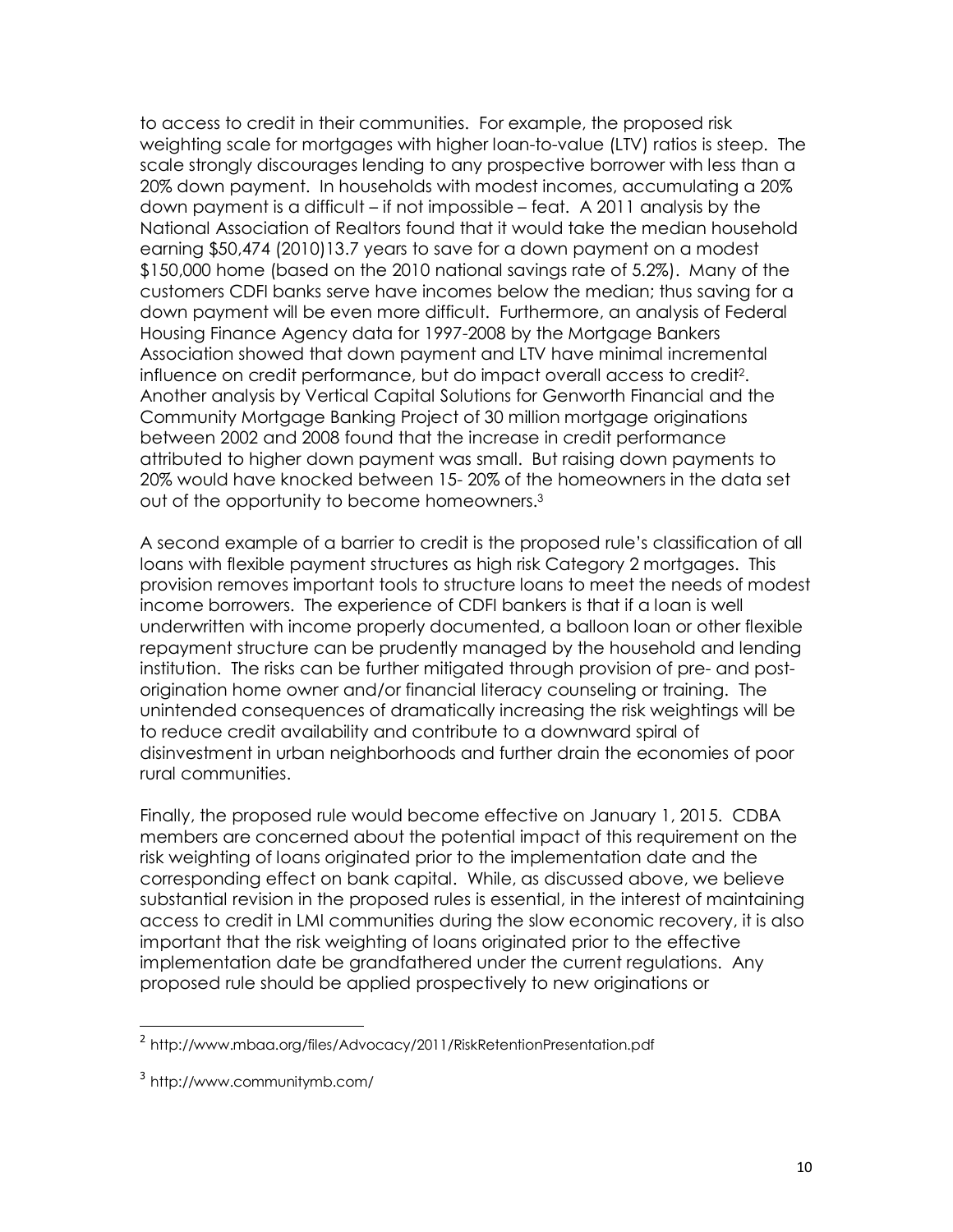to access to credit in their communities. For example, the proposed risk weighting scale for mortgages with higher loan-to-value (LTV) ratios is steep. The scale strongly discourages lending to any prospective borrower with less than a 20% down payment. In households with modest incomes, accumulating a 20% down payment is a difficult – if not impossible – feat. A 2011 analysis by the National Association of Realtors found that it would take the median household earning $50,474 (2010)13.7 years to save for a down payment on a modest $150,000 home (based on the 2010 national savings rate of 5.2%). Many of the customers CDFI banks serve have incomes below the median; thus saving for a down payment will be even more difficult. Furthermore, an analysis of Federal Housing Finance Agency data for 1997-2008 by the Mortgage Bankers Association showed that down payment and LTV have minimal incremental influence on credit performance, but do impact overall access to credit[2]. Another analysis by Vertical Capital Solutions for Genworth Financial and the Community Mortgage Banking Project of 30 million mortgage originations between 2002 and 2008 found that the increase in credit performance attributed to higher down payment was small. But raising down payments to 20% would have knocked between 15- 20% of the homeowners in the data set out of the opportunity to become homeowners.[3]

A second example of a barrier to credit is the proposed rule's classification of all loans with flexible payment structures as high risk Category 2 mortgages. This provision removes important tools to structure loans to meet the needs of modest income borrowers. The experience of CDFI bankers is that if a loan is well underwritten with income properly documented, a balloon loan or other flexible repayment structure can be prudently managed by the household and lending institution. The risks can be further mitigated through provision of pre- and post-origination home owner and/or financial literacy counseling or training. The unintended consequences of dramatically increasing the risk weightings will be to reduce credit availability and contribute to a downward spiral of disinvestment in urban neighborhoods and further drain the economies of poor rural communities.

Finally, the proposed rule would become effective on January 1, 2015. CDBA members are concerned about the potential impact of this requirement on the risk weighting of loans originated prior to the implementation date and the corresponding effect on bank capital. While, as discussed above, we believe substantial revision in the proposed rules is essential, in the interest of maintaining access to credit in LMI communities during the slow economic recovery, it is also important that the risk weighting of loans originated prior to the effective implementation date be grandfathered under the current regulations. Any proposed rule should be applied prospectively to new originations or

---

[2] http://www.mbaa.org/files/Advocacy/2011/RiskRetentionPresentation.pdf

[3] http://www.communitymb.com/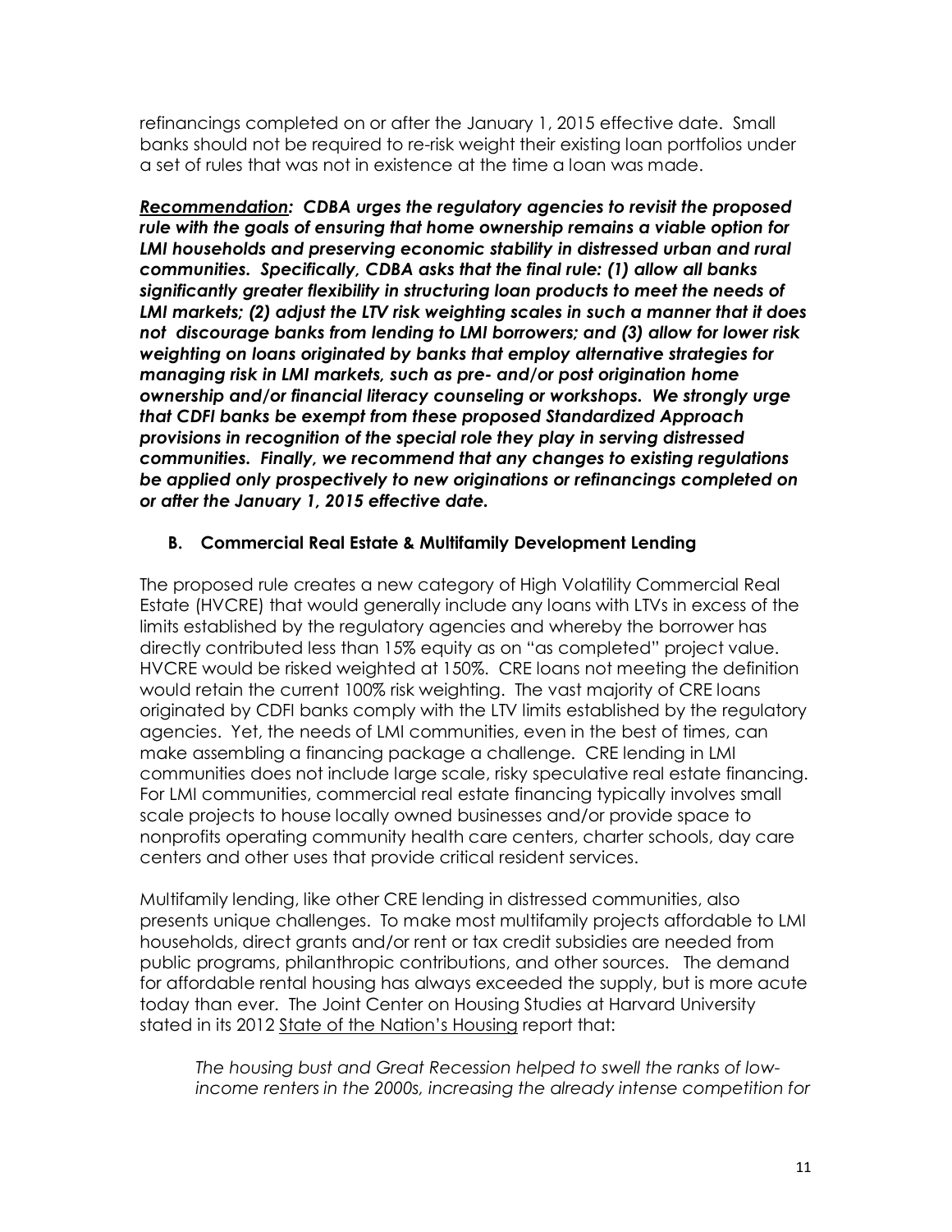refinancings completed on or after the January 1, 2015 effective date. Small banks should not be required to re-risk weight their existing loan portfolios under a set of rules that was not in existence at the time a loan was made.

***<u>Recommendation</u>:* CDBA urges the regulatory agencies to revisit the proposed rule with the goals of ensuring that home ownership remains a viable option for LMI households and preserving economic stability in distressed urban and rural communities. Specifically, CDBA asks that the final rule: (1) allow all banks significantly greater flexibility in structuring loan products to meet the needs of LMI markets; (2) adjust the LTV risk weighting scales in such a manner that it does not discourage banks from lending to LMI borrowers; and (3) allow for lower risk weighting on loans originated by banks that employ alternative strategies for managing risk in LMI markets, such as pre- and/or post origination home ownership and/or financial literacy counseling or workshops. We strongly urge that CDFI banks be exempt from these proposed Standardized Approach provisions in recognition of the special role they play in serving distressed communities. Finally, we recommend that any changes to existing regulations be applied only prospectively to new originations or refinancings completed on or after the January 1, 2015 effective date.***

### B. Commercial Real Estate & Multifamily Development Lending

The proposed rule creates a new category of High Volatility Commercial Real Estate (HVCRE) that would generally include any loans with LTVs in excess of the limits established by the regulatory agencies and whereby the borrower has directly contributed less than 15% equity as on "as completed" project value. HVCRE would be risked weighted at 150%. CRE loans not meeting the definition would retain the current 100% risk weighting. The vast majority of CRE loans originated by CDFI banks comply with the LTV limits established by the regulatory agencies. Yet, the needs of LMI communities, even in the best of times, can make assembling a financing package a challenge. CRE lending in LMI communities does not include large scale, risky speculative real estate financing. For LMI communities, commercial real estate financing typically involves small scale projects to house locally owned businesses and/or provide space to nonprofits operating community health care centers, charter schools, day care centers and other uses that provide critical resident services.

Multifamily lending, like other CRE lending in distressed communities, also presents unique challenges. To make most multifamily projects affordable to LMI households, direct grants and/or rent or tax credit subsidies are needed from public programs, philanthropic contributions, and other sources. The demand for affordable rental housing has always exceeded the supply, but is more acute today than ever. The Joint Center on Housing Studies at Harvard University stated in its 2012 <u>State of the Nation's Housing</u> report that:

> *The housing bust and Great Recession helped to swell the ranks of low-income renters in the 2000s, increasing the already intense competition for*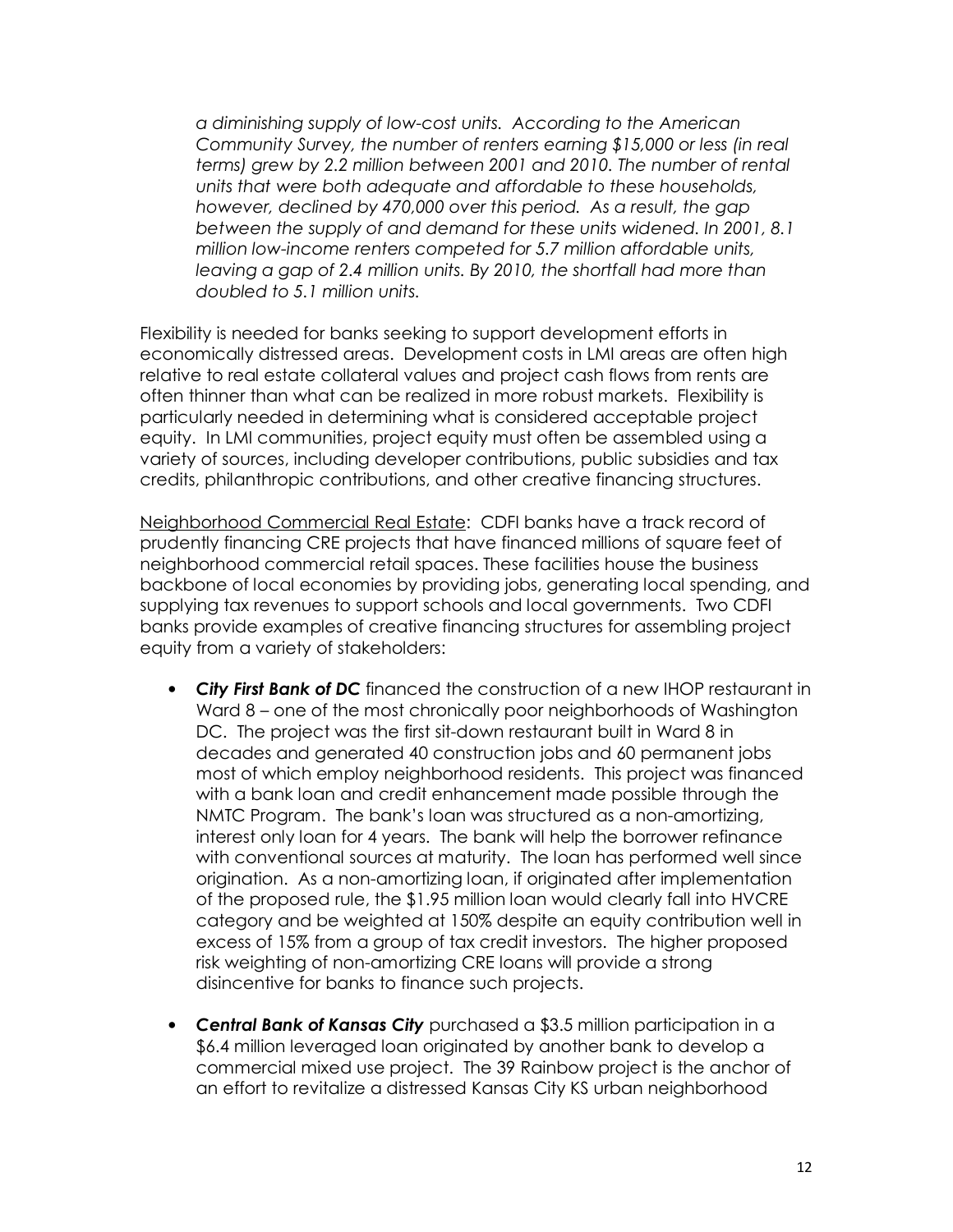*a diminishing supply of low-cost units. According to the American Community Survey, the number of renters earning $15,000 or less (in real terms) grew by 2.2 million between 2001 and 2010. The number of rental units that were both adequate and affordable to these households, however, declined by 470,000 over this period. As a result, the gap between the supply of and demand for these units widened. In 2001, 8.1 million low-income renters competed for 5.7 million affordable units, leaving a gap of 2.4 million units. By 2010, the shortfall had more than doubled to 5.1 million units.*

Flexibility is needed for banks seeking to support development efforts in economically distressed areas. Development costs in LMI areas are often high relative to real estate collateral values and project cash flows from rents are often thinner than what can be realized in more robust markets. Flexibility is particularly needed in determining what is considered acceptable project equity. In LMI communities, project equity must often be assembled using a variety of sources, including developer contributions, public subsidies and tax credits, philanthropic contributions, and other creative financing structures.

<u>Neighborhood Commercial Real Estate</u>: CDFI banks have a track record of prudently financing CRE projects that have financed millions of square feet of neighborhood commercial retail spaces. These facilities house the business backbone of local economies by providing jobs, generating local spending, and supplying tax revenues to support schools and local governments. Two CDFI banks provide examples of creative financing structures for assembling project equity from a variety of stakeholders:

- ***City First Bank of DC*** financed the construction of a new IHOP restaurant in Ward 8 – one of the most chronically poor neighborhoods of Washington DC. The project was the first sit-down restaurant built in Ward 8 in decades and generated 40 construction jobs and 60 permanent jobs most of which employ neighborhood residents. This project was financed with a bank loan and credit enhancement made possible through the NMTC Program. The bank's loan was structured as a non-amortizing, interest only loan for 4 years. The bank will help the borrower refinance with conventional sources at maturity. The loan has performed well since origination. As a non-amortizing loan, if originated after implementation of the proposed rule, the $1.95 million loan would clearly fall into HVCRE category and be weighted at 150% despite an equity contribution well in excess of 15% from a group of tax credit investors. The higher proposed risk weighting of non-amortizing CRE loans will provide a strong disincentive for banks to finance such projects.

- ***Central Bank of Kansas City*** purchased a $3.5 million participation in a $6.4 million leveraged loan originated by another bank to develop a commercial mixed use project. The 39 Rainbow project is the anchor of an effort to revitalize a distressed Kansas City KS urban neighborhood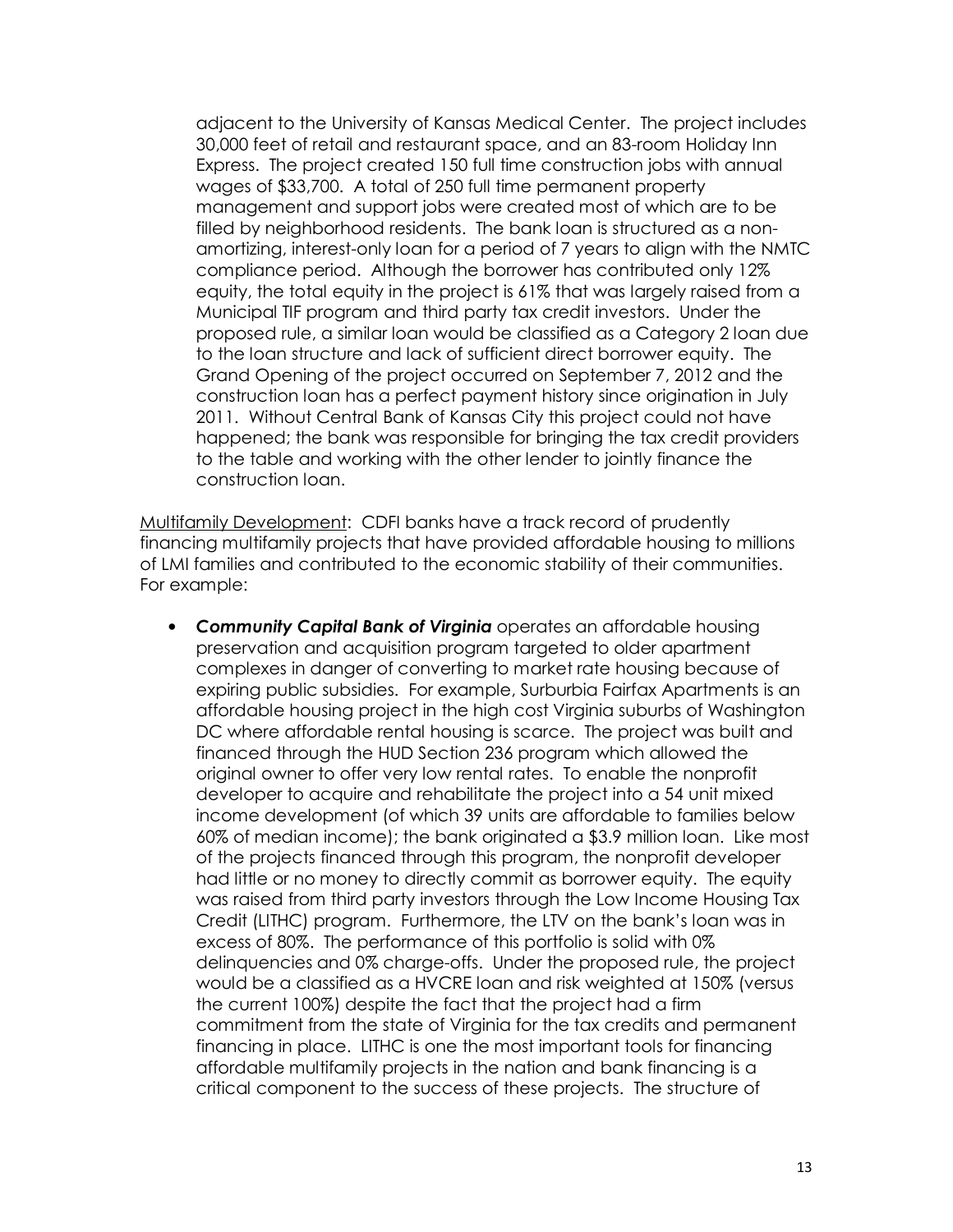adjacent to the University of Kansas Medical Center. The project includes 30,000 feet of retail and restaurant space, and an 83-room Holiday Inn Express. The project created 150 full time construction jobs with annual wages of $33,700. A total of 250 full time permanent property management and support jobs were created most of which are to be filled by neighborhood residents. The bank loan is structured as a non-amortizing, interest-only loan for a period of 7 years to align with the NMTC compliance period. Although the borrower has contributed only 12% equity, the total equity in the project is 61% that was largely raised from a Municipal TIF program and third party tax credit investors. Under the proposed rule, a similar loan would be classified as a Category 2 loan due to the loan structure and lack of sufficient direct borrower equity. The Grand Opening of the project occurred on September 7, 2012 and the construction loan has a perfect payment history since origination in July 2011. Without Central Bank of Kansas City this project could not have happened; the bank was responsible for bringing the tax credit providers to the table and working with the other lender to jointly finance the construction loan.

<u>Multifamily Development</u>: CDFI banks have a track record of prudently financing multifamily projects that have provided affordable housing to millions of LMI families and contributed to the economic stability of their communities. For example:

- ***Community Capital Bank of Virginia*** operates an affordable housing preservation and acquisition program targeted to older apartment complexes in danger of converting to market rate housing because of expiring public subsidies. For example, Surburbia Fairfax Apartments is an affordable housing project in the high cost Virginia suburbs of Washington DC where affordable rental housing is scarce. The project was built and financed through the HUD Section 236 program which allowed the original owner to offer very low rental rates. To enable the nonprofit developer to acquire and rehabilitate the project into a 54 unit mixed income development (of which 39 units are affordable to families below 60% of median income); the bank originated a $3.9 million loan. Like most of the projects financed through this program, the nonprofit developer had little or no money to directly commit as borrower equity. The equity was raised from third party investors through the Low Income Housing Tax Credit (LITHC) program. Furthermore, the LTV on the bank's loan was in excess of 80%. The performance of this portfolio is solid with 0% delinquencies and 0% charge-offs. Under the proposed rule, the project would be a classified as a HVCRE loan and risk weighted at 150% (versus the current 100%) despite the fact that the project had a firm commitment from the state of Virginia for the tax credits and permanent financing in place. LITHC is one the most important tools for financing affordable multifamily projects in the nation and bank financing is a critical component to the success of these projects. The structure of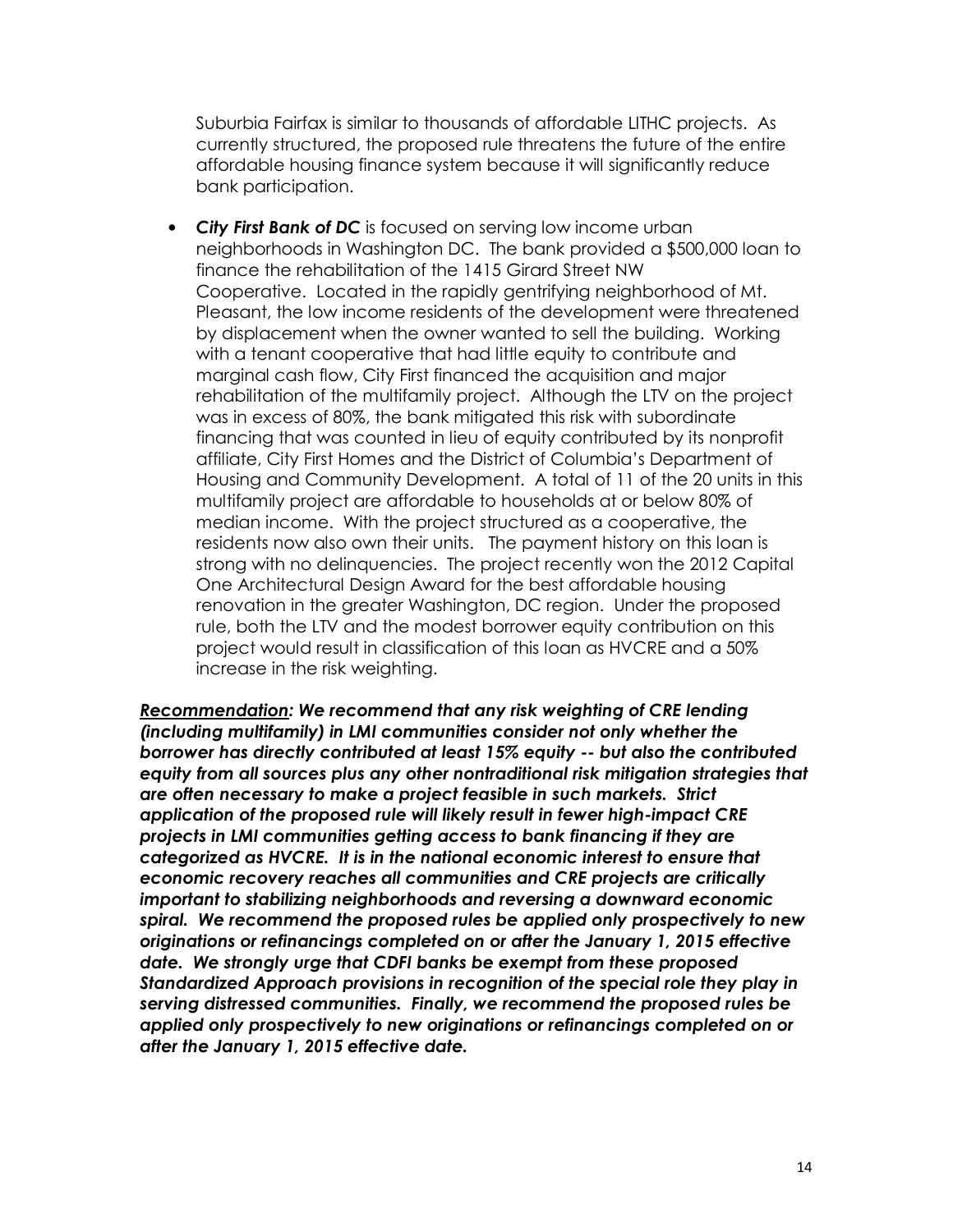Suburbia Fairfax is similar to thousands of affordable LITHC projects. As currently structured, the proposed rule threatens the future of the entire affordable housing finance system because it will significantly reduce bank participation.

- ***City First Bank of DC*** is focused on serving low income urban neighborhoods in Washington DC. The bank provided a $500,000 loan to finance the rehabilitation of the 1415 Girard Street NW Cooperative. Located in the rapidly gentrifying neighborhood of Mt. Pleasant, the low income residents of the development were threatened by displacement when the owner wanted to sell the building. Working with a tenant cooperative that had little equity to contribute and marginal cash flow, City First financed the acquisition and major rehabilitation of the multifamily project. Although the LTV on the project was in excess of 80%, the bank mitigated this risk with subordinate financing that was counted in lieu of equity contributed by its nonprofit affiliate, City First Homes and the District of Columbia's Department of Housing and Community Development. A total of 11 of the 20 units in this multifamily project are affordable to households at or below 80% of median income. With the project structured as a cooperative, the residents now also own their units. The payment history on this loan is strong with no delinquencies. The project recently won the 2012 Capital One Architectural Design Award for the best affordable housing renovation in the greater Washington, DC region. Under the proposed rule, both the LTV and the modest borrower equity contribution on this project would result in classification of this loan as HVCRE and a 50% increase in the risk weighting.

***<u>Recommendation</u>: We recommend that any risk weighting of CRE lending (including multifamily) in LMI communities consider not only whether the borrower has directly contributed at least 15% equity -- but also the contributed equity from all sources plus any other nontraditional risk mitigation strategies that are often necessary to make a project feasible in such markets. Strict application of the proposed rule will likely result in fewer high-impact CRE projects in LMI communities getting access to bank financing if they are categorized as HVCRE. It is in the national economic interest to ensure that economic recovery reaches all communities and CRE projects are critically important to stabilizing neighborhoods and reversing a downward economic spiral. We recommend the proposed rules be applied only prospectively to new originations or refinancings completed on or after the January 1, 2015 effective date. We strongly urge that CDFI banks be exempt from these proposed Standardized Approach provisions in recognition of the special role they play in serving distressed communities. Finally, we recommend the proposed rules be applied only prospectively to new originations or refinancings completed on or after the January 1, 2015 effective date.***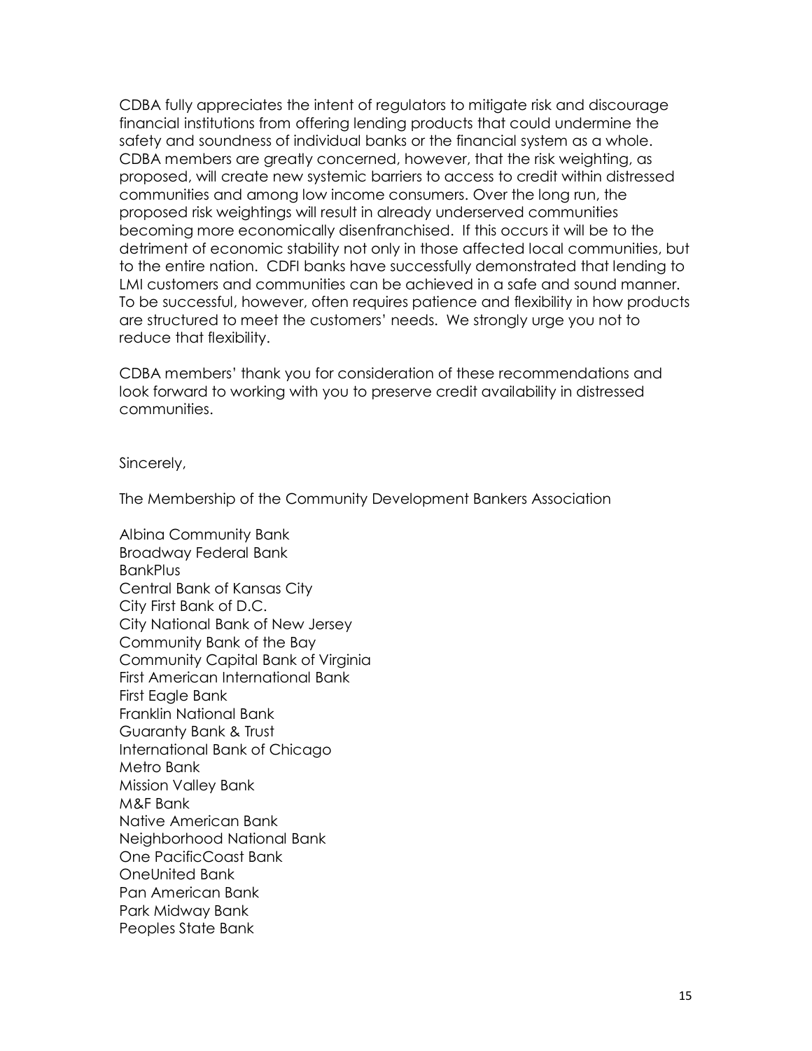CDBA fully appreciates the intent of regulators to mitigate risk and discourage financial institutions from offering lending products that could undermine the safety and soundness of individual banks or the financial system as a whole. CDBA members are greatly concerned, however, that the risk weighting, as proposed, will create new systemic barriers to access to credit within distressed communities and among low income consumers. Over the long run, the proposed risk weightings will result in already underserved communities becoming more economically disenfranchised. If this occurs it will be to the detriment of economic stability not only in those affected local communities, but to the entire nation. CDFI banks have successfully demonstrated that lending to LMI customers and communities can be achieved in a safe and sound manner. To be successful, however, often requires patience and flexibility in how products are structured to meet the customers' needs. We strongly urge you not to reduce that flexibility.

CDBA members' thank you for consideration of these recommendations and look forward to working with you to preserve credit availability in distressed communities.

Sincerely,

The Membership of the Community Development Bankers Association

Albina Community Bank
Broadway Federal Bank
BankPlus
Central Bank of Kansas City
City First Bank of D.C.
City National Bank of New Jersey
Community Bank of the Bay
Community Capital Bank of Virginia
First American International Bank
First Eagle Bank
Franklin National Bank
Guaranty Bank & Trust
International Bank of Chicago
Metro Bank
Mission Valley Bank
M&F Bank
Native American Bank
Neighborhood National Bank
One PacificCoast Bank
OneUnited Bank
Pan American Bank
Park Midway Bank
Peoples State Bank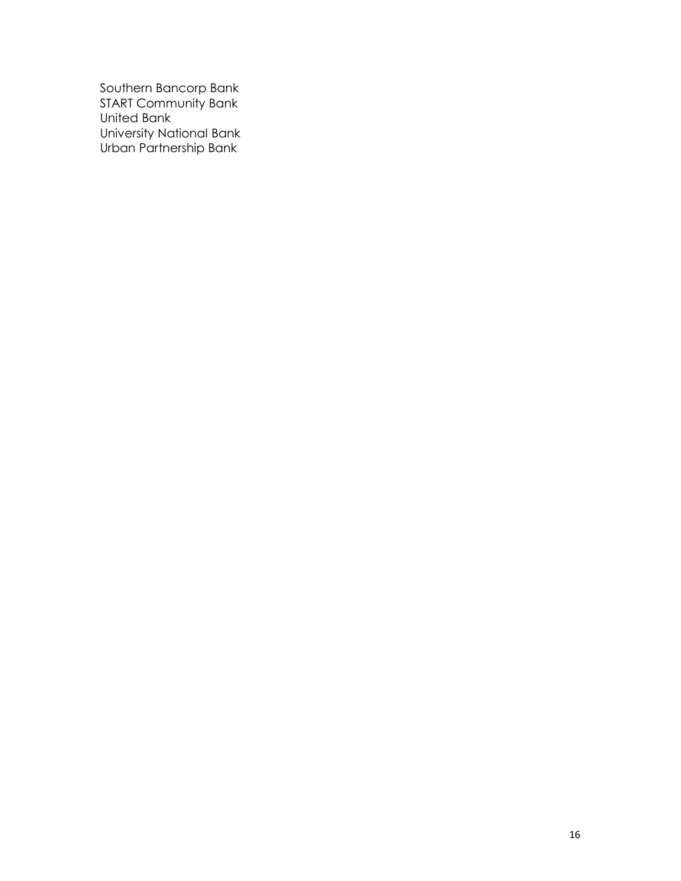Southern Bancorp Bank
START Community Bank
United Bank
University National Bank
Urban Partnership Bank